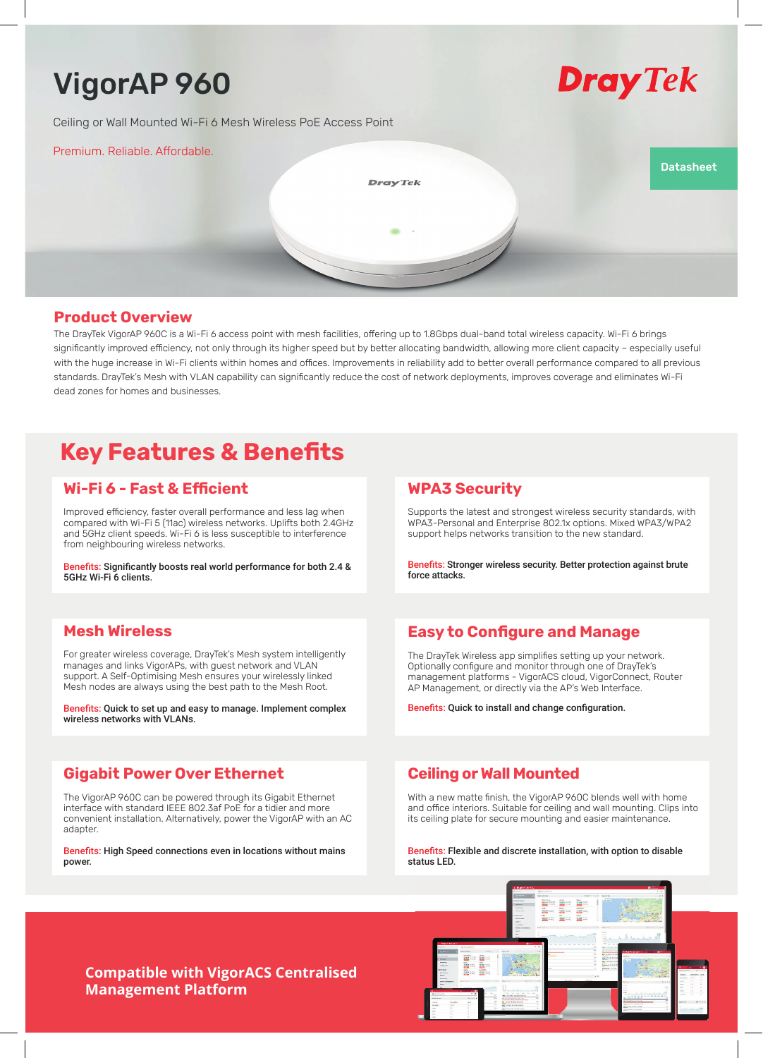# VigorAP 960

DrayTek

Ceiling or Wall Mounted Wi-Fi 6 Mesh Wireless PoE Access Point

Premium. Reliable. Affordable.

Datasheet

## Product Overview

The DrayTek VigorAP 960C is a Wi-Fi 6 access point with mesh facilities, offering up to 1.8Gbps dual-band total wireless capacity. Wi-Fi 6 brings significantly improved efficiency, not only through its higher speed but by better allocating bandwidth, allowing more client capacity – especially useful with the huge increase in Wi-Fi clients within homes and offices. Improvements in reliability add to better overall performance compared to all previous standards. DrayTek's Mesh with VLAN capability can significantly reduce the cost of network deployments, improves coverage and eliminates Wi-Fi dead zones for homes and businesses.

## Key Features & Benefits

### Wi-Fi 6 - Fast & Efficient

Improved efficiency, faster overall performance and less lag when compared with Wi-Fi 5 (11ac) wireless networks. Uplifts both 2.4GHz and 5GHz client speeds. Wi-Fi 6 is less susceptible to interference from neighbouring wireless networks.

Benefits: **Significantly boosts real world performance for both 2.4 & 5GHz Wi-Fi 6 clients.**

### WPA3 Security

Supports the latest and strongest wireless security standards, with WPA3-Personal and Enterprise 802.1x options. Mixed WPA3/WPA2 support helps networks transition to the new standard.

Benefits: **Stronger wireless security. Better protection against brute force attacks.**

### Mesh Wireless

For greater wireless coverage, DrayTek's Mesh system intelligently manages and links VigorAPs, with guest network and VLAN support. A Self-Optimising Mesh ensures your wirelessly linked Mesh nodes are always using the best path to the Mesh Root.

Benefits: **Quick to set up and easy to manage. Implement complex wireless networks with VLANs.**

### Easy to Configure and Manage

The DrayTek Wireless app simplifies setting up your network. Optionally configure and monitor through one of DrayTek's management platforms - VigorACS cloud, VigorConnect, Router AP Management, or directly via the AP's Web Interface.

Benefits: **Quick to install and change configuration.**

### Gigabit Power Over Ethernet

The VigorAP 960C can be powered through its Gigabit Ethernet interface with standard IEEE 802.3af PoE for a tidier and more convenient installation. Alternatively, power the VigorAP with an AC adapter.

Benefits: **High Speed connections even in locations without mains power.**

### Ceiling or Wall Mounted

With a new matte finish, the VigorAP 960C blends well with home and office interiors. Suitable for ceiling and wall mounting. Clips into its ceiling plate for secure mounting and easier maintenance.

Benefits: **Flexible and discrete installation, with option to disable status LED.**

**Compatible with VigorACS Centralised Management Platform**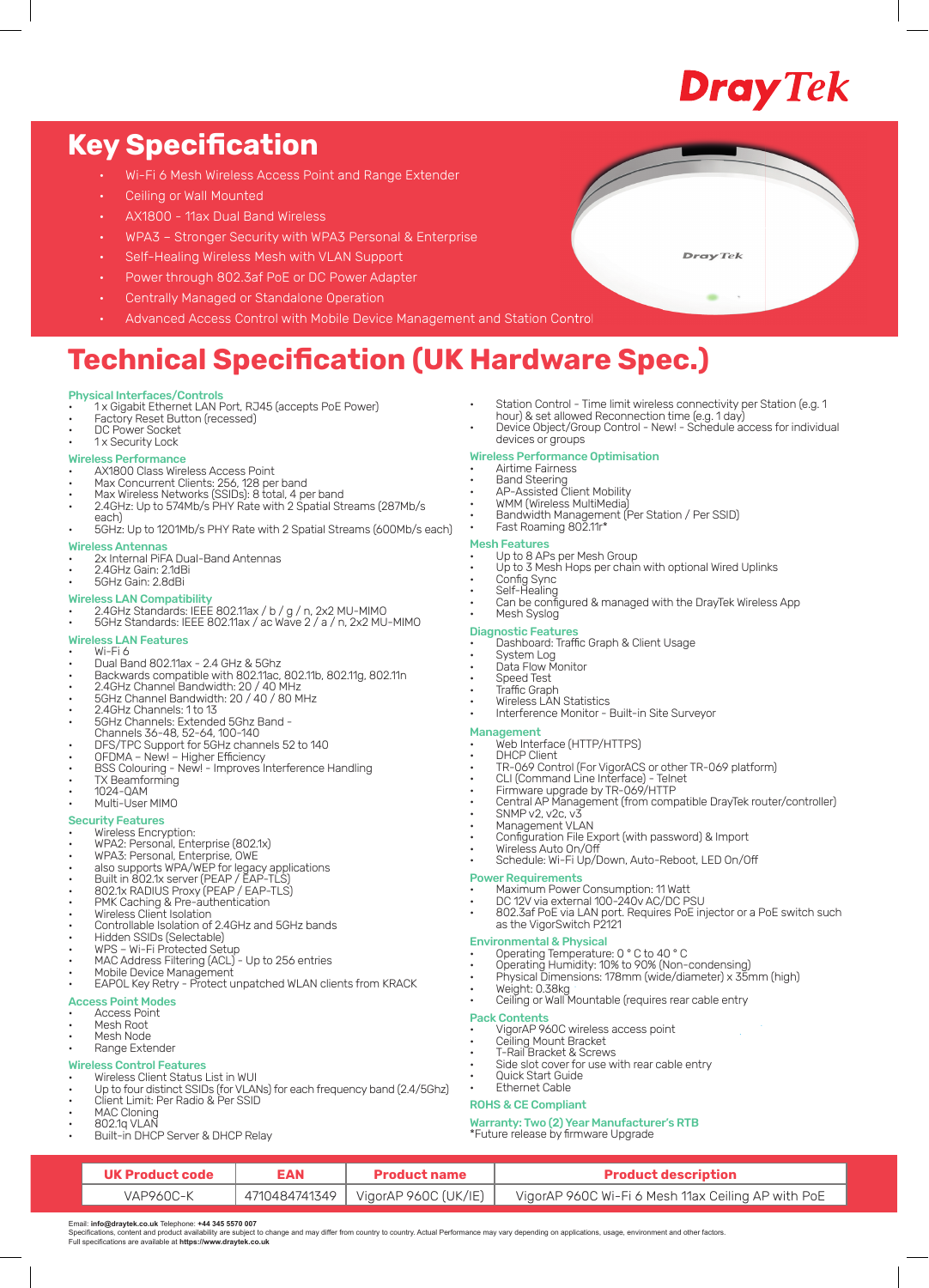DrayTek

# Key Specification

- Wi-Fi 6 Mesh Wireless Access Point and Range Extender
- Ceiling or Wall Mounted
- AX1800 - 11ax Dual Band Wireless
- WPA3 – Stronger Security with WPA3 Personal & Enterprise
- Self-Healing Wireless Mesh with VLAN Support
- Power through 802.3af PoE or DC Power Adapter
- Centrally Managed or Standalone Operation
- Advanced Access Control with Mobile Device Management and Station Control

# Technical Specification (UK Hardware Spec.)

### Physical Interfaces/Controls
- 1 x Gigabit Ethernet LAN Port, RJ45 (accepts PoE Power)
- Factory Reset Button (recessed)
- DC Power Socket
- 1 x Security Lock

### Wireless Performance
- AX1800 Class Wireless Access Point
- Max Concurrent Clients: 256, 128 per band
- Max Wireless Networks (SSIDs): 8 total, 4 per band
- 2.4GHz: Up to 574Mb/s PHY Rate with 2 Spatial Streams (287Mb/s each)
- 5GHz: Up to 1201Mb/s PHY Rate with 2 Spatial Streams (600Mb/s each)

### Wireless Antennas
- 2x Internal PiFA Dual-Band Antennas
- 2.4GHz Gain: 2.1dBi
- 5GHz Gain: 2.8dBi

### Wireless LAN Compatibility
- 2.4GHz Standards: IEEE 802.11ax / b / g / n, 2x2 MU-MIMO
- 5GHz Standards: IEEE 802.11ax / ac Wave 2 / a / n, 2x2 MU-MIMO

### Wireless LAN Features
- Wi-Fi 6
- Dual Band 802.11ax - 2.4 GHz & 5Ghz
- Backwards compatible with 802.11ac, 802.11b, 802.11g, 802.11n
- 2.4GHz Channel Bandwidth: 20 / 40 MHz
- 5GHz Channel Bandwidth: 20 / 40 / 80 MHz
- 2.4GHz Channels: 1 to 13
- 5GHz Channels: Extended 5Ghz Band - Channels 36-48, 52-64, 100-140
- DFS/TPC Support for 5GHz channels 52 to 140
- OFDMA – New! – Higher Efficiency
- BSS Colouring - New! - Improves Interference Handling
- TX Beamforming
- 1024-QAM
- Multi-User MIMO

### Security Features
- Wireless Encryption:
- WPA2: Personal, Enterprise (802.1x)
- WPA3: Personal, Enterprise, OWE
- also supports WPA/WEP for legacy applications
- Built in 802.1x server (PEAP / EAP-TLS)
- 802.1x RADIUS Proxy (PEAP / EAP-TLS)
- PMK Caching & Pre-authentication
- Wireless Client Isolation
- Controllable Isolation of 2.4GHz and 5GHz bands
- Hidden SSIDs (Selectable)
- WPS – Wi-Fi Protected Setup
- MAC Address Filtering (ACL) - Up to 256 entries
- Mobile Device Management
- EAPOL Key Retry - Protect unpatched WLAN clients from KRACK

### Access Point Modes
- Access Point
- Mesh Root
- Mesh Node
- Range Extender

### Wireless Control Features
- Wireless Client Status List in WUI
- Up to four distinct SSIDs (for VLANs) for each frequency band (2.4/5Ghz)
- Client Limit: Per Radio & Per SSID
- MAC Cloning
- 802.1q VLAN
- Built-in DHCP Server & DHCP Relay
- Station Control - Time limit wireless connectivity per Station (e.g. 1 hour) & set allowed Reconnection time (e.g. 1 day)
- Device Object/Group Control - New! - Schedule access for individual devices or groups

### Wireless Performance Optimisation
- Airtime Fairness
- Band Steering
- AP-Assisted Client Mobility
- WMM (Wireless MultiMedia)
- Bandwidth Management (Per Station / Per SSID)
- Fast Roaming 802.11r*

### Mesh Features
- Up to 8 APs per Mesh Group
- Up to 3 Mesh Hops per chain with optional Wired Uplinks
- Config Sync
- Self-Healing
- Can be configured & managed with the DrayTek Wireless App
- Mesh Syslog

### Diagnostic Features
- Dashboard: Traffic Graph & Client Usage
- System Log
- Data Flow Monitor
- Speed Test
- Traffic Graph
- Wireless LAN Statistics
- Interference Monitor - Built-in Site Surveyor

### Management
- Web Interface (HTTP/HTTPS)
- DHCP Client
- TR-069 Control (For VigorACS or other TR-069 platform)
- CLI (Command Line Interface) - Telnet
- Firmware upgrade by TR-069/HTTP
- Central AP Management (from compatible DrayTek router/controller)
- SNMP v2, v2c, v3
- Management VLAN
- Configuration File Export (with password) & Import
- Wireless Auto On/Off
- Schedule: Wi-Fi Up/Down, Auto-Reboot, LED On/Off

### Power Requirements
- Maximum Power Consumption: 11 Watt
- DC 12V via external 100-240v AC/DC PSU
- 802.3af PoE via LAN port. Requires PoE injector or a PoE switch such as the VigorSwitch P2121

### Environmental & Physical
- Operating Temperature: 0 ° C to 40 ° C
- Operating Humidity: 10% to 90% (Non-condensing)
- Physical Dimensions: 178mm (wide/diameter) x 35mm (high)
- Weight: 0.38kg
- Ceiling or Wall Mountable (requires rear cable entry

### Pack Contents
- VigorAP 960C wireless access point
- Ceiling Mount Bracket
- T-Rail Bracket & Screws
- Side slot cover for use with rear cable entry
- Quick Start Guide
- Ethernet Cable

### ROHS & CE Compliant

### Warranty: Two (2) Year Manufacturer's RTB

*Future release by firmware Upgrade

| UK Product code | EAN | Product name | Product description |
|---|---|---|---|
| VAP960C-K | 4710484741349 | VigorAP 960C (UK/IE) | VigorAP 960C Wi-Fi 6 Mesh 11ax Ceiling AP with PoE |

Email: **info@draytek.co.uk** Telephone: **+44 345 5570 007**
Specifications, content and product availability are subject to change and may differ from country to country. Actual Performance may vary depending on applications, usage, environment and other factors.
Full specifications are available at **https://www.draytek.co.uk**